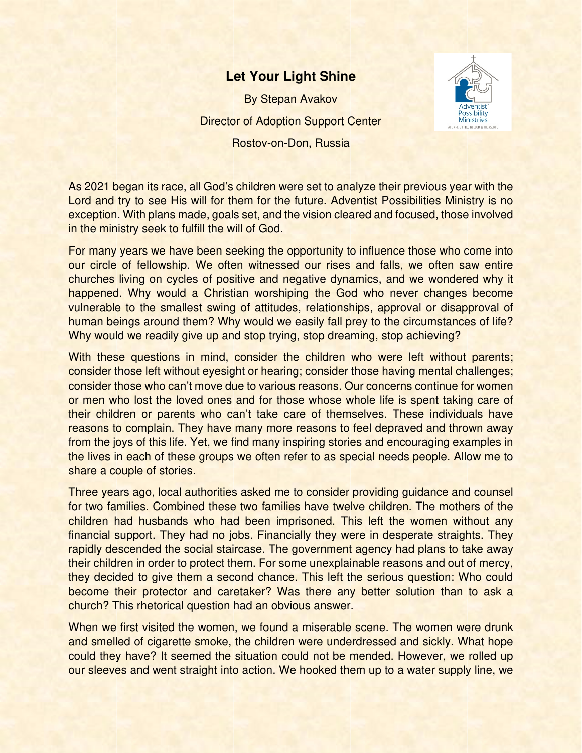# Let Your Light Shine

By Stepan Avakov

Director of Adoption Support Center

Rostov-on-Don, Russia

As 2021 began its race, all God's children were set to analyze their previous year with the Lord and try to see His will for them for the future. Adventist Possibilities Ministry is no exception. With plans made, goals set, and the vision cleared and focused, those involved in the ministry seek to fulfill the will of God.

For many years we have been seeking the opportunity to influence those who come into our circle of fellowship. We often witnessed our rises and falls, we often saw entire churches living on cycles of positive and negative dynamics, and we wondered why it happened. Why would a Christian worshiping the God who never changes become vulnerable to the smallest swing of attitudes, relationships, approval or disapproval of human beings around them? Why would we easily fall prey to the circumstances of life? Why would we readily give up and stop trying, stop dreaming, stop achieving?

With these questions in mind, consider the children who were left without parents; consider those left without eyesight or hearing; consider those having mental challenges; consider those who can't move due to various reasons. Our concerns continue for women or men who lost the loved ones and for those whose whole life is spent taking care of their children or parents who can't take care of themselves. These individuals have reasons to complain. They have many more reasons to feel depraved and thrown away from the joys of this life. Yet, we find many inspiring stories and encouraging examples in the lives in each of these groups we often refer to as special needs people. Allow me to share a couple of stories.

Three years ago, local authorities asked me to consider providing guidance and counsel for two families. Combined these two families have twelve children. The mothers of the children had husbands who had been imprisoned. This left the women without any financial support. They had no jobs. Financially they were in desperate straights. They rapidly descended the social staircase. The government agency had plans to take away their children in order to protect them. For some unexplainable reasons and out of mercy, they decided to give them a second chance. This left the serious question: Who could become their protector and caretaker? Was there any better solution than to ask a church? This rhetorical question had an obvious answer.

When we first visited the women, we found a miserable scene. The women were drunk and smelled of cigarette smoke, the children were underdressed and sickly. What hope could they have? It seemed the situation could not be mended. However, we rolled up our sleeves and went straight into action. We hooked them up to a water supply line, we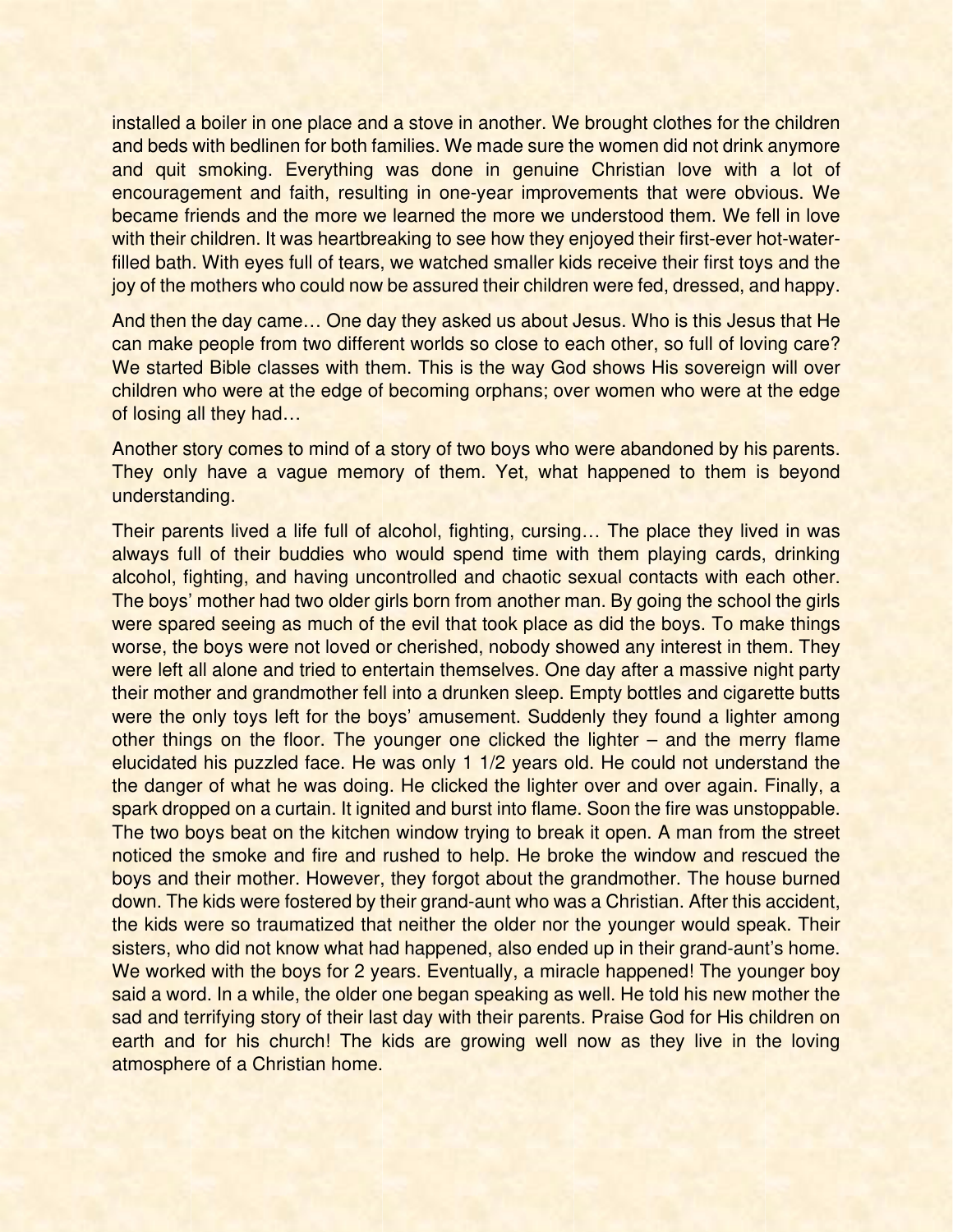installed a boiler in one place and a stove in another. We brought clothes for the children and beds with bedlinen for both families. We made sure the women did not drink anymore and quit smoking. Everything was done in genuine Christian love with a lot of encouragement and faith, resulting in one-year improvements that were obvious. We became friends and the more we learned the more we understood them. We fell in love with their children. It was heartbreaking to see how they enjoyed their first-ever hot-water-filled bath. With eyes full of tears, we watched smaller kids receive their first toys and the joy of the mothers who could now be assured their children were fed, dressed, and happy.

And then the day came… One day they asked us about Jesus. Who is this Jesus that He can make people from two different worlds so close to each other, so full of loving care? We started Bible classes with them. This is the way God shows His sovereign will over children who were at the edge of becoming orphans; over women who were at the edge of losing all they had…

Another story comes to mind of a story of two boys who were abandoned by his parents. They only have a vague memory of them. Yet, what happened to them is beyond understanding.

Their parents lived a life full of alcohol, fighting, cursing… The place they lived in was always full of their buddies who would spend time with them playing cards, drinking alcohol, fighting, and having uncontrolled and chaotic sexual contacts with each other. The boys' mother had two older girls born from another man. By going the school the girls were spared seeing as much of the evil that took place as did the boys. To make things worse, the boys were not loved or cherished, nobody showed any interest in them. They were left all alone and tried to entertain themselves. One day after a massive night party their mother and grandmother fell into a drunken sleep. Empty bottles and cigarette butts were the only toys left for the boys' amusement. Suddenly they found a lighter among other things on the floor. The younger one clicked the lighter – and the merry flame elucidated his puzzled face. He was only 1 1/2 years old. He could not understand the the danger of what he was doing. He clicked the lighter over and over again. Finally, a spark dropped on a curtain. It ignited and burst into flame. Soon the fire was unstoppable. The two boys beat on the kitchen window trying to break it open. A man from the street noticed the smoke and fire and rushed to help. He broke the window and rescued the boys and their mother. However, they forgot about the grandmother. The house burned down. The kids were fostered by their grand-aunt who was a Christian. After this accident, the kids were so traumatized that neither the older nor the younger would speak. Their sisters, who did not know what had happened, also ended up in their grand-aunt's home. We worked with the boys for 2 years. Eventually, a miracle happened! The younger boy said a word. In a while, the older one began speaking as well. He told his new mother the sad and terrifying story of their last day with their parents. Praise God for His children on earth and for his church! The kids are growing well now as they live in the loving atmosphere of a Christian home.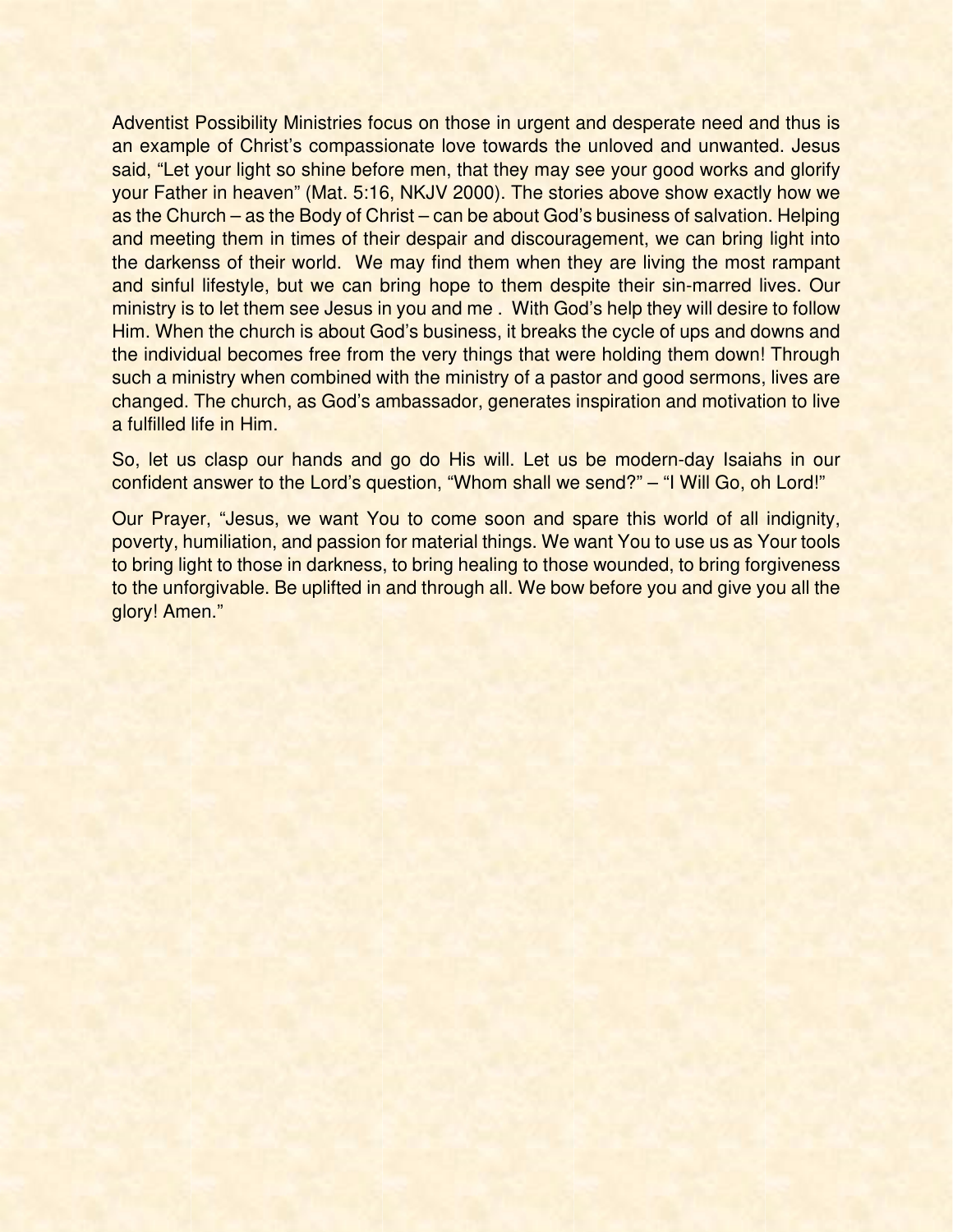Adventist Possibility Ministries focus on those in urgent and desperate need and thus is an example of Christ's compassionate love towards the unloved and unwanted. Jesus said, "Let your light so shine before men, that they may see your good works and glorify your Father in heaven" (Mat. 5:16, NKJV 2000). The stories above show exactly how we as the Church – as the Body of Christ – can be about God's business of salvation. Helping and meeting them in times of their despair and discouragement, we can bring light into the darkenss of their world. We may find them when they are living the most rampant and sinful lifestyle, but we can bring hope to them despite their sin-marred lives. Our ministry is to let them see Jesus in you and me . With God's help they will desire to follow Him. When the church is about God's business, it breaks the cycle of ups and downs and the individual becomes free from the very things that were holding them down! Through such a ministry when combined with the ministry of a pastor and good sermons, lives are changed. The church, as God's ambassador, generates inspiration and motivation to live a fulfilled life in Him.

So, let us clasp our hands and go do His will. Let us be modern-day Isaiahs in our confident answer to the Lord's question, "Whom shall we send?" – "I Will Go, oh Lord!"

Our Prayer, "Jesus, we want You to come soon and spare this world of all indignity, poverty, humiliation, and passion for material things. We want You to use us as Your tools to bring light to those in darkness, to bring healing to those wounded, to bring forgiveness to the unforgivable. Be uplifted in and through all. We bow before you and give you all the glory! Amen."